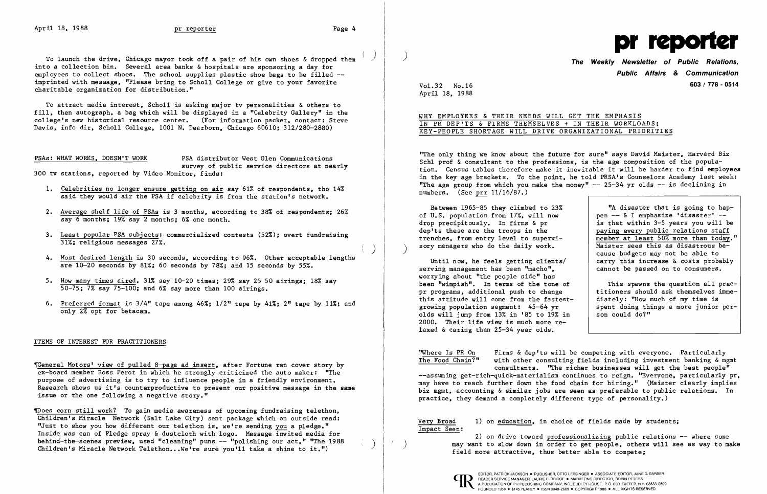To launch the drive, Chicago mayor took off a pair of his own shoes & dropped them into a collection bin. Several area banks & hospitals are sponsoring a day for employees to collect shoes. The school supplies plastic shoe bags to be filled -- imprinted with message, "Please bring to Scholl College or give to your favorite charitable organization for distribution."

To attract media interest, Scholl is asking major tv personalities & others to fill, then autograph, a bag which will be displayed in a "Celebrity Gallery" in the college's new historical resource center. (For information packet, contact: Steve Davis, info dir, Scholl College, 1001 N. Dearborn, Chicago 60610; 312/280-2880)

## PSAs: WHAT WORKS, DOESN'T WORK

PSA distributor West Glen Communications survey of public service directors at nearly 300 tv stations, reported by Video Monitor, finds:

1. Celebrities no longer ensure getting on air say 61% of respondents, tho 14% said they would air the PSA if celebrity is from the station's network.
2. Average shelf life of PSAs is 3 months, according to 38% of respondents; 26% say 6 months; 19% say 2 months; 6% one month.
3. Least popular PSA subjects: commercialized contests (52%); overt fundraising 31%; religious messages 27%.
4. Most desired length is 30 seconds, according to 96%. Other acceptable lengths are 10-20 seconds by 81%; 60 seconds by 78%; and 15 seconds by 55%.
5. How many times aired. 31% say 10-20 times; 29% say 25-50 airings; 18% say 50-75; 7% say 75-100; and 6% say more than 100 airings.
6. Preferred format is 3/4" tape among 46%; 1/2" tape by 41%; 2" tape by 11%; and only 2% opt for betacam.

## ITEMS OF INTEREST FOR PRACTITIONERS

¶General Motors' view of pulled 8-page ad insert, after Fortune ran cover story by ex-board member Ross Perot in which he strongly criticized the auto maker: "The purpose of advertising is to try to influence people in a friendly environment. Research shows us it's counterproductive to present our positive message in the same issue or the one following a negative story."

¶Does corn still work? To gain media awareness of upcoming fundraising telethon, Children's Miracle Network (Salt Lake City) sent package which on outside read: "Just to show you how different our telethon is, we're sending you a pledge." Inside was can of Pledge spray & dustcloth with logo. Message invited media for behind-the-scenes preview, used "cleaning" puns -- "polishing our act," "The 1988 Children's Miracle Network Telethon...We're sure you'll take a shine to it.")

---

# pr reporter

**The Weekly Newsletter of Public Relations, Public Affairs & Communication**

**603 / 778 - 0514**

Vol.32 No.16
April 18, 1988

## WHY EMPLOYEES & THEIR NEEDS WILL GET THE EMPHASIS IN PR DEP'TS & FIRMS THEMSELVES + IN THEIR WORKLOADS; KEY-PEOPLE SHORTAGE WILL DRIVE ORGANIZATIONAL PRIORITIES

"The only thing we know about the future for sure" says David Maister, Harvard Biz Schl prof & consultant to the professions, is the age composition of the population. Census tables therefore make it inevitable it will be harder to find employees in the key age brackets. To the point, he told PRSA's Counselors Academy last week: "The age group from which you make the money" -- 25-34 yr olds -- is declining in numbers. (See prr 11/16/87.)

Between 1965-85 they climbed to 23% of U.S. population from 17%, will now drop precipitously. In firms & pr dep'ts these are the troops in the trenches, from entry level to supervisory managers who do the daily work.

Until now, he feels getting clients/serving management has been "macho", worrying about "the people side" has been "wimpish". In terms of the tone of pr programs, additional push to change this attitude will come from the fastest-growing population segment: 45-64 yr olds will jump from 13% in '85 to 19% in 2000. Their life view is much more relaxed & caring than 25-34 year olds.

> "A disaster that is going to happen -- & I emphasize 'disaster' -- is that within 3-5 years you will be paying every public relations staff member at least 50% more than today." Maister sees this as disastrous because budgets may not be able to carry this increase & costs probably cannot be passed on to consumers.
>
> This spawns the question all practitioners should ask themselves immediately: "How much of my time is spent doing things a more junior person could do?"

**"Where Is PR On The Food Chain?"** Firms & dep'ts will be competing with everyone. Particularly with other consulting fields including investment banking & mgmt consultants. "The richer businesses will get the best people" --assuming get-rich-quick-materialism continues to reign. "Everyone, particularly pr, may have to reach further down the food chain for hiring." (Maister clearly implies biz mgmt, accounting & similar jobs are seen as preferable to public relations. In practice, they demand a completely different type of personality.)

**Very Broad Impact Seen:**

1) on education, in choice of fields made by students;

2) on drive toward professionalizing public relations -- where some may want to slow down in order to get people, others will see as way to make field more attractive, thus better able to compete;

EDITOR, PATRICK JACKSON • PUBLISHER, OTTO LERBINGER • ASSOCIATE EDITOR, JUNE D. BARBER
READER SERVICE MANAGER, LAURIE ELDRIDGE • MARKETING DIRECTOR, ROBIN PETERS
A PUBLICATION OF PR PUBLISHING COMPANY, INC., DUDLEY HOUSE, P.O. 600, EXETER, N.H. 03833-0600
FOUNDED 1958 • $145 YEARLY • ISSN 0048-2609 • COPYRIGHT 1988 • ALL RIGHTS RESERVED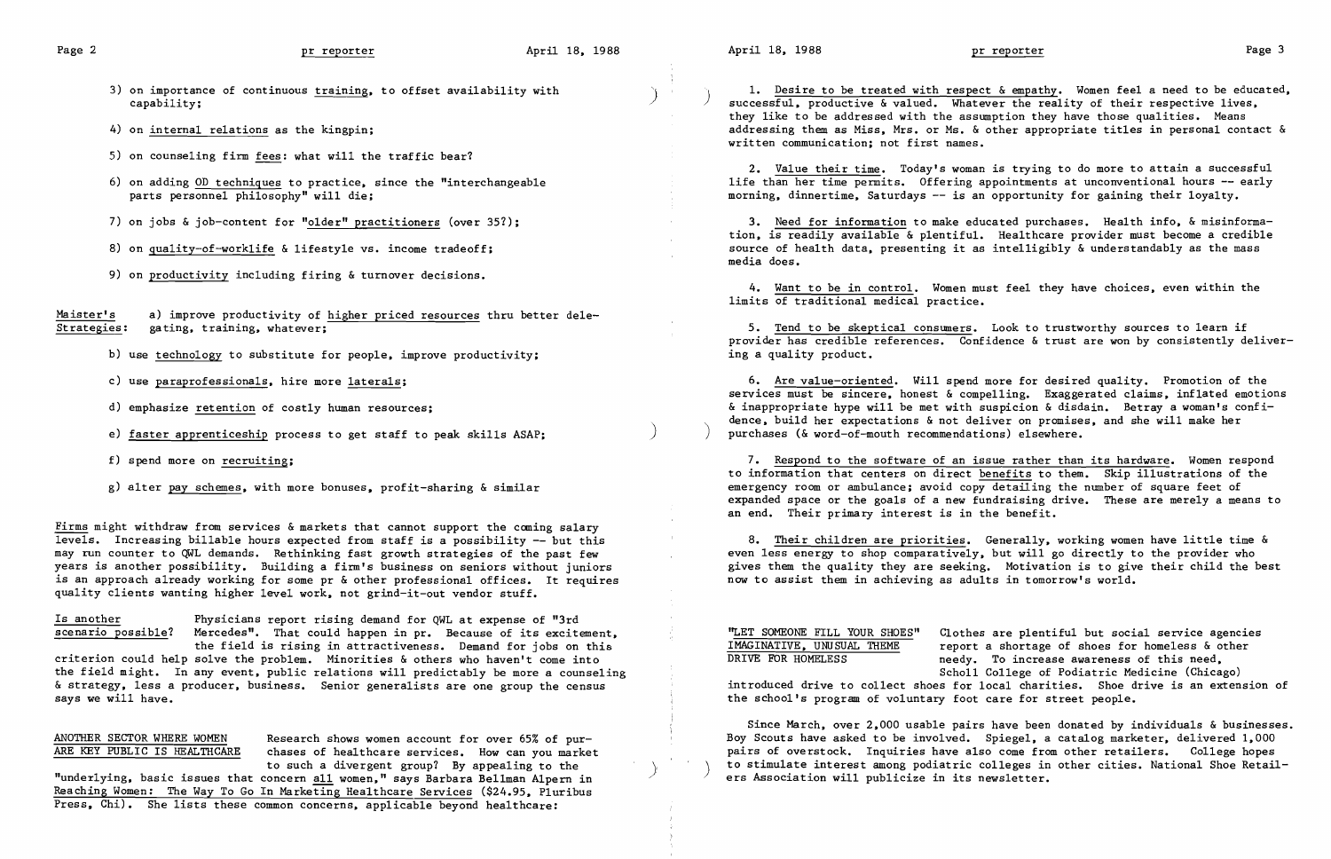3) on importance of continuous training, to offset availability with capability;

4) on internal relations as the kingpin;

5) on counseling firm fees: what will the traffic bear?

6) on adding OD techniques to practice, since the "interchangeable parts personnel philosophy" will die;

7) on jobs & job-content for "older" practitioners (over 35?);

8) on quality-of-worklife & lifestyle vs. income tradeoff;

9) on productivity including firing & turnover decisions.

**Maister's Strategies:**

a) improve productivity of higher priced resources thru better delegating, training, whatever;

b) use technology to substitute for people, improve productivity;

c) use paraprofessionals, hire more laterals;

d) emphasize retention of costly human resources;

e) faster apprenticeship process to get staff to peak skills ASAP;

f) spend more on recruiting;

g) alter pay schemes, with more bonuses, profit-sharing & similar

Firms might withdraw from services & markets that cannot support the coming salary levels. Increasing billable hours expected from staff is a possibility -- but this may run counter to QWL demands. Rethinking fast growth strategies of the past few years is another possibility. Building a firm's business on seniors without juniors is an approach already working for some pr & other professional offices. It requires quality clients wanting higher level work, not grind-it-out vendor stuff.

**Is another scenario possible?** Physicians report rising demand for QWL at expense of "3rd Mercedes". That could happen in pr. Because of its excitement, the field is rising in attractiveness. Demand for jobs on this criterion could help solve the problem. Minorities & others who haven't come into the field might. In any event, public relations will predictably be more a counseling & strategy, less a producer, business. Senior generalists are one group the census says we will have.

**ANOTHER SECTOR WHERE WOMEN ARE KEY PUBLIC IS HEALTHCARE**

Research shows women account for over 65% of purchases of healthcare services. How can you market to such a divergent group? By appealing to the "underlying, basic issues that concern all women," says Barbara Bellman Alpern in Reaching Women: The Way To Go In Marketing Healthcare Services ($24.95, Pluribus Press, Chi). She lists these common concerns, applicable beyond healthcare:

1. Desire to be treated with respect & empathy. Women feel a need to be educated, successful, productive & valued. Whatever the reality of their respective lives, they like to be addressed with the assumption they have those qualities. Means addressing them as Miss, Mrs. or Ms. & other appropriate titles in personal contact & written communication; not first names.

2. Value their time. Today's woman is trying to do more to attain a successful life than her time permits. Offering appointments at unconventional hours -- early morning, dinnertime, Saturdays -- is an opportunity for gaining their loyalty.

3. Need for information to make educated purchases. Health info, & misinformation, is readily available & plentiful. Healthcare provider must become a credible source of health data, presenting it as intelligibly & understandably as the mass media does.

4. Want to be in control. Women must feel they have choices, even within the limits of traditional medical practice.

5. Tend to be skeptical consumers. Look to trustworthy sources to learn if provider has credible references. Confidence & trust are won by consistently delivering a quality product.

6. Are value-oriented. Will spend more for desired quality. Promotion of the services must be sincere, honest & compelling. Exaggerated claims, inflated emotions & inappropriate hype will be met with suspicion & disdain. Betray a woman's confidence, build her expectations & not deliver on promises, and she will make her purchases (& word-of-mouth recommendations) elsewhere.

7. Respond to the software of an issue rather than its hardware. Women respond to information that centers on direct benefits to them. Skip illustrations of the emergency room or ambulance; avoid copy detailing the number of square feet of expanded space or the goals of a new fundraising drive. These are merely a means to an end. Their primary interest is in the benefit.

8. Their children are priorities. Generally, working women have little time & even less energy to shop comparatively, but will go directly to the provider who gives them the quality they are seeking. Motivation is to give their child the best now to assist them in achieving as adults in tomorrow's world.

**"LET SOMEONE FILL YOUR SHOES" IMAGINATIVE, UNUSUAL THEME DRIVE FOR HOMELESS**

Clothes are plentiful but social service agencies report a shortage of shoes for homeless & other needy. To increase awareness of this need, Scholl College of Podiatric Medicine (Chicago) introduced drive to collect shoes for local charities. Shoe drive is an extension of the school's program of voluntary foot care for street people.

Since March, over 2,000 usable pairs have been donated by individuals & businesses. Boy Scouts have asked to be involved. Spiegel, a catalog marketer, delivered 1,000 pairs of overstock. Inquiries have also come from other retailers. College hopes to stimulate interest among podiatric colleges in other cities. National Shoe Retailers Association will publicize in its newsletter.